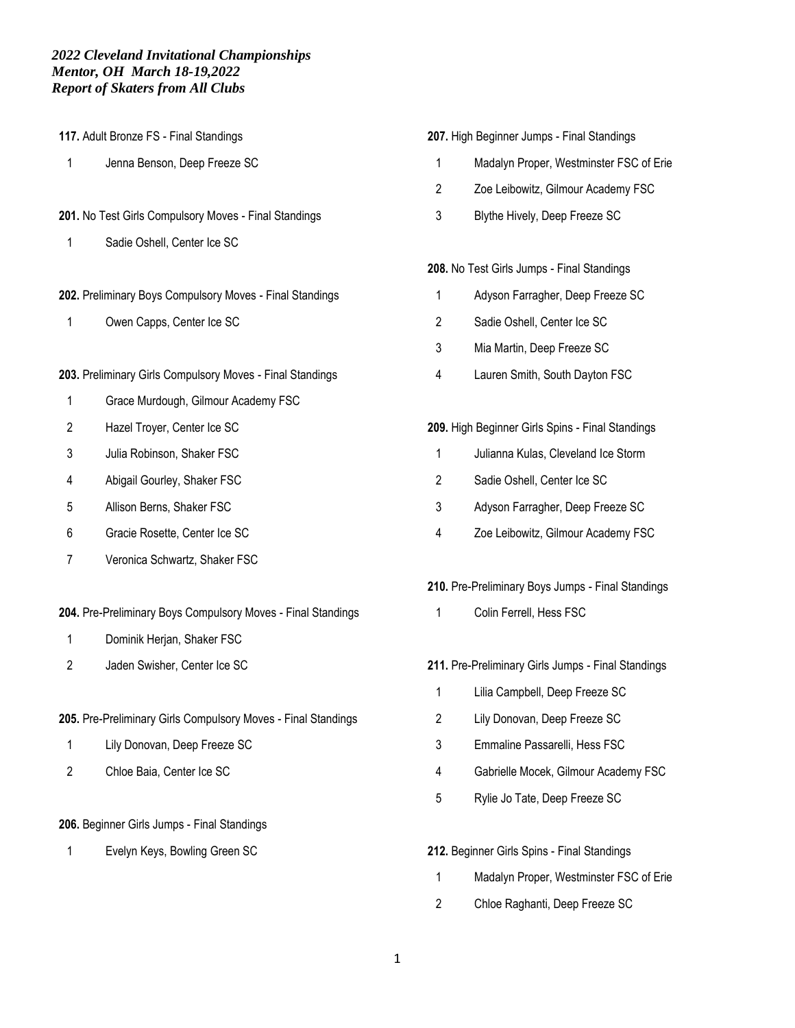*2022 Cleveland Invitational Championships*
*Mentor, OH March 18-19,2022*
*Report of Skaters from All Clubs*

**117.** Adult Bronze FS - Final Standings

1 Jenna Benson, Deep Freeze SC

**201.** No Test Girls Compulsory Moves - Final Standings

1 Sadie Oshell, Center Ice SC

**202.** Preliminary Boys Compulsory Moves - Final Standings

1 Owen Capps, Center Ice SC

**203.** Preliminary Girls Compulsory Moves - Final Standings

1 Grace Murdough, Gilmour Academy FSC
2 Hazel Troyer, Center Ice SC
3 Julia Robinson, Shaker FSC
4 Abigail Gourley, Shaker FSC
5 Allison Berns, Shaker FSC
6 Gracie Rosette, Center Ice SC
7 Veronica Schwartz, Shaker FSC

**204.** Pre-Preliminary Boys Compulsory Moves - Final Standings

1 Dominik Herjan, Shaker FSC
2 Jaden Swisher, Center Ice SC

**205.** Pre-Preliminary Girls Compulsory Moves - Final Standings

1 Lily Donovan, Deep Freeze SC
2 Chloe Baia, Center Ice SC

**206.** Beginner Girls Jumps - Final Standings

1 Evelyn Keys, Bowling Green SC

**207.** High Beginner Jumps - Final Standings

1 Madalyn Proper, Westminster FSC of Erie
2 Zoe Leibowitz, Gilmour Academy FSC
3 Blythe Hively, Deep Freeze SC

**208.** No Test Girls Jumps - Final Standings

1 Adyson Farragher, Deep Freeze SC
2 Sadie Oshell, Center Ice SC
3 Mia Martin, Deep Freeze SC
4 Lauren Smith, South Dayton FSC

**209.** High Beginner Girls Spins - Final Standings

1 Julianna Kulas, Cleveland Ice Storm
2 Sadie Oshell, Center Ice SC
3 Adyson Farragher, Deep Freeze SC
4 Zoe Leibowitz, Gilmour Academy FSC

**210.** Pre-Preliminary Boys Jumps - Final Standings

1 Colin Ferrell, Hess FSC

**211.** Pre-Preliminary Girls Jumps - Final Standings

1 Lilia Campbell, Deep Freeze SC
2 Lily Donovan, Deep Freeze SC
3 Emmaline Passarelli, Hess FSC
4 Gabrielle Mocek, Gilmour Academy FSC
5 Rylie Jo Tate, Deep Freeze SC

**212.** Beginner Girls Spins - Final Standings

1 Madalyn Proper, Westminster FSC of Erie
2 Chloe Raghanti, Deep Freeze SC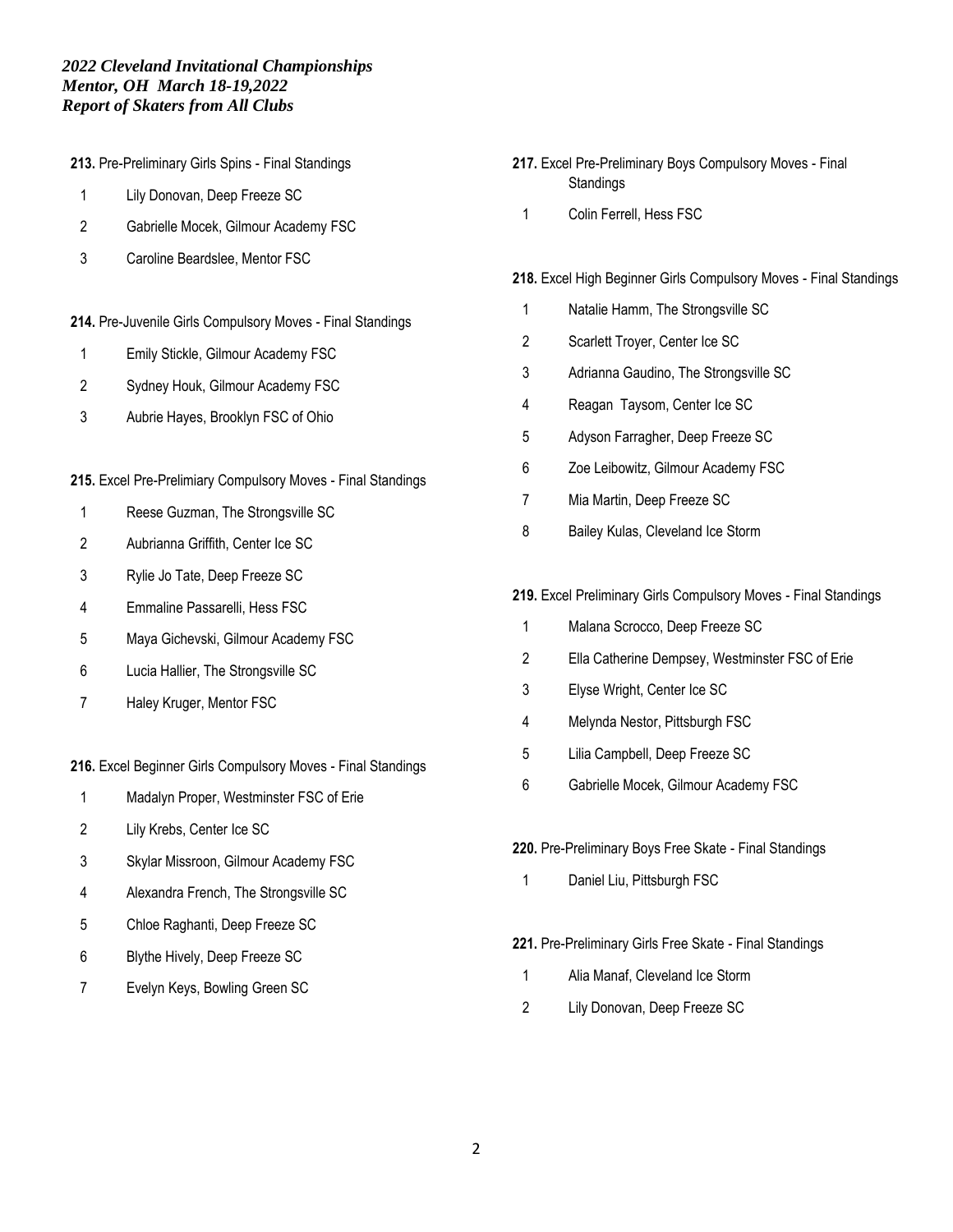**213.** Pre-Preliminary Girls Spins - Final Standings

1 Lily Donovan, Deep Freeze SC
2 Gabrielle Mocek, Gilmour Academy FSC
3 Caroline Beardslee, Mentor FSC

**214.** Pre-Juvenile Girls Compulsory Moves - Final Standings

1 Emily Stickle, Gilmour Academy FSC
2 Sydney Houk, Gilmour Academy FSC
3 Aubrie Hayes, Brooklyn FSC of Ohio

**215.** Excel Pre-Prelimiary Compulsory Moves - Final Standings

1 Reese Guzman, The Strongsville SC
2 Aubrianna Griffith, Center Ice SC
3 Rylie Jo Tate, Deep Freeze SC
4 Emmaline Passarelli, Hess FSC
5 Maya Gichevski, Gilmour Academy FSC
6 Lucia Hallier, The Strongsville SC
7 Haley Kruger, Mentor FSC

**216.** Excel Beginner Girls Compulsory Moves - Final Standings

1 Madalyn Proper, Westminster FSC of Erie
2 Lily Krebs, Center Ice SC
3 Skylar Missroon, Gilmour Academy FSC
4 Alexandra French, The Strongsville SC
5 Chloe Raghanti, Deep Freeze SC
6 Blythe Hively, Deep Freeze SC
7 Evelyn Keys, Bowling Green SC

**217.** Excel Pre-Preliminary Boys Compulsory Moves - Final Standings

1 Colin Ferrell, Hess FSC

**218.** Excel High Beginner Girls Compulsory Moves - Final Standings

1 Natalie Hamm, The Strongsville SC
2 Scarlett Troyer, Center Ice SC
3 Adrianna Gaudino, The Strongsville SC
4 Reagan Taysom, Center Ice SC
5 Adyson Farragher, Deep Freeze SC
6 Zoe Leibowitz, Gilmour Academy FSC
7 Mia Martin, Deep Freeze SC
8 Bailey Kulas, Cleveland Ice Storm

**219.** Excel Preliminary Girls Compulsory Moves - Final Standings

1 Malana Scrocco, Deep Freeze SC
2 Ella Catherine Dempsey, Westminster FSC of Erie
3 Elyse Wright, Center Ice SC
4 Melynda Nestor, Pittsburgh FSC
5 Lilia Campbell, Deep Freeze SC
6 Gabrielle Mocek, Gilmour Academy FSC

**220.** Pre-Preliminary Boys Free Skate - Final Standings

1 Daniel Liu, Pittsburgh FSC

**221.** Pre-Preliminary Girls Free Skate - Final Standings

1 Alia Manaf, Cleveland Ice Storm
2 Lily Donovan, Deep Freeze SC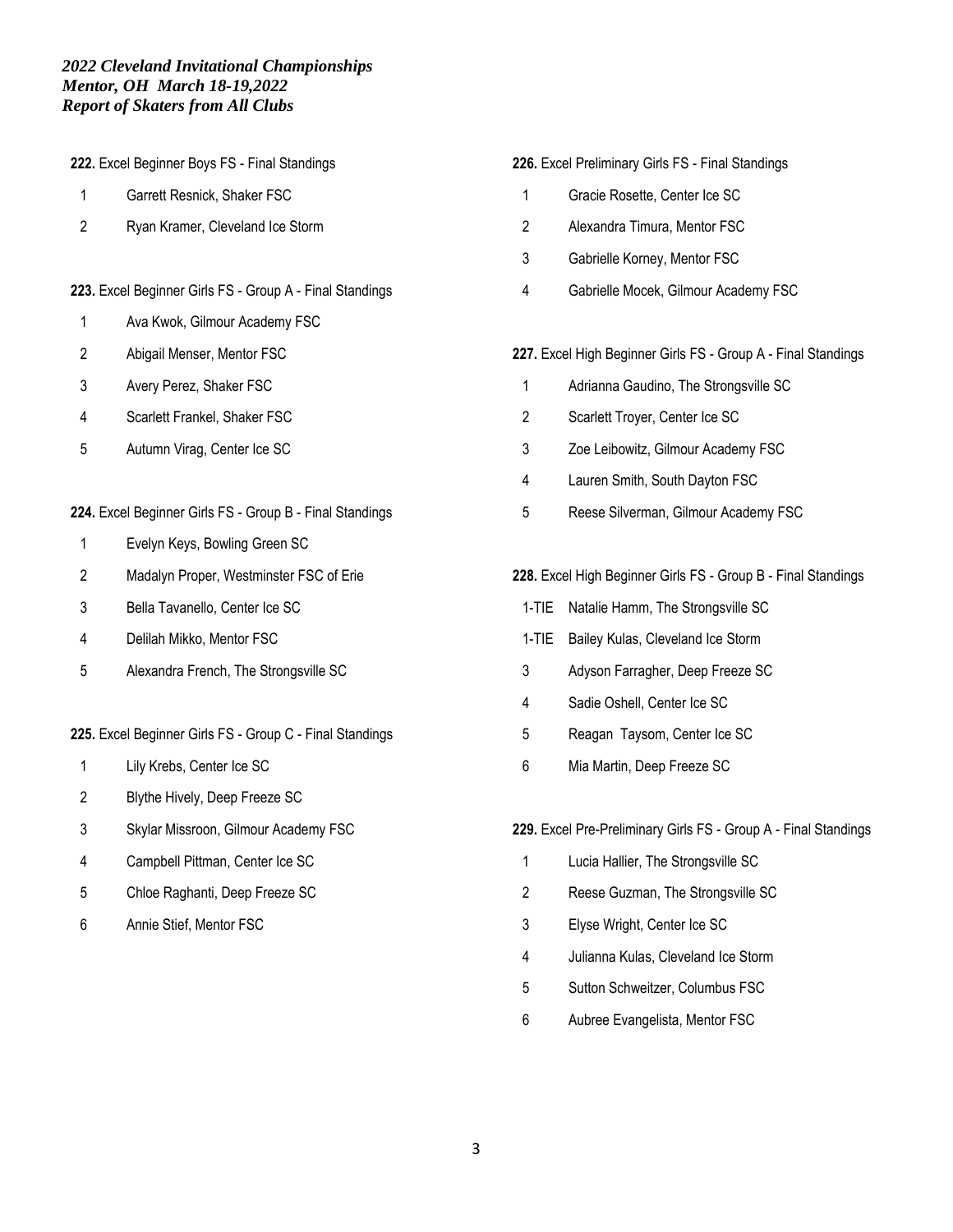**222.** Excel Beginner Boys FS - Final Standings

1 Garrett Resnick, Shaker FSC
2 Ryan Kramer, Cleveland Ice Storm

**223.** Excel Beginner Girls FS - Group A - Final Standings

1 Ava Kwok, Gilmour Academy FSC
2 Abigail Menser, Mentor FSC
3 Avery Perez, Shaker FSC
4 Scarlett Frankel, Shaker FSC
5 Autumn Virag, Center Ice SC

**224.** Excel Beginner Girls FS - Group B - Final Standings

1 Evelyn Keys, Bowling Green SC
2 Madalyn Proper, Westminster FSC of Erie
3 Bella Tavanello, Center Ice SC
4 Delilah Mikko, Mentor FSC
5 Alexandra French, The Strongsville SC

**225.** Excel Beginner Girls FS - Group C - Final Standings

1 Lily Krebs, Center Ice SC
2 Blythe Hively, Deep Freeze SC
3 Skylar Missroon, Gilmour Academy FSC
4 Campbell Pittman, Center Ice SC
5 Chloe Raghanti, Deep Freeze SC
6 Annie Stief, Mentor FSC

**226.** Excel Preliminary Girls FS - Final Standings

1 Gracie Rosette, Center Ice SC
2 Alexandra Timura, Mentor FSC
3 Gabrielle Korney, Mentor FSC
4 Gabrielle Mocek, Gilmour Academy FSC

**227.** Excel High Beginner Girls FS - Group A - Final Standings

1 Adrianna Gaudino, The Strongsville SC
2 Scarlett Troyer, Center Ice SC
3 Zoe Leibowitz, Gilmour Academy FSC
4 Lauren Smith, South Dayton FSC
5 Reese Silverman, Gilmour Academy FSC

**228.** Excel High Beginner Girls FS - Group B - Final Standings

1-TIE Natalie Hamm, The Strongsville SC
1-TIE Bailey Kulas, Cleveland Ice Storm
3 Adyson Farragher, Deep Freeze SC
4 Sadie Oshell, Center Ice SC
5 Reagan Taysom, Center Ice SC
6 Mia Martin, Deep Freeze SC

**229.** Excel Pre-Preliminary Girls FS - Group A - Final Standings

1 Lucia Hallier, The Strongsville SC
2 Reese Guzman, The Strongsville SC
3 Elyse Wright, Center Ice SC
4 Julianna Kulas, Cleveland Ice Storm
5 Sutton Schweitzer, Columbus FSC
6 Aubree Evangelista, Mentor FSC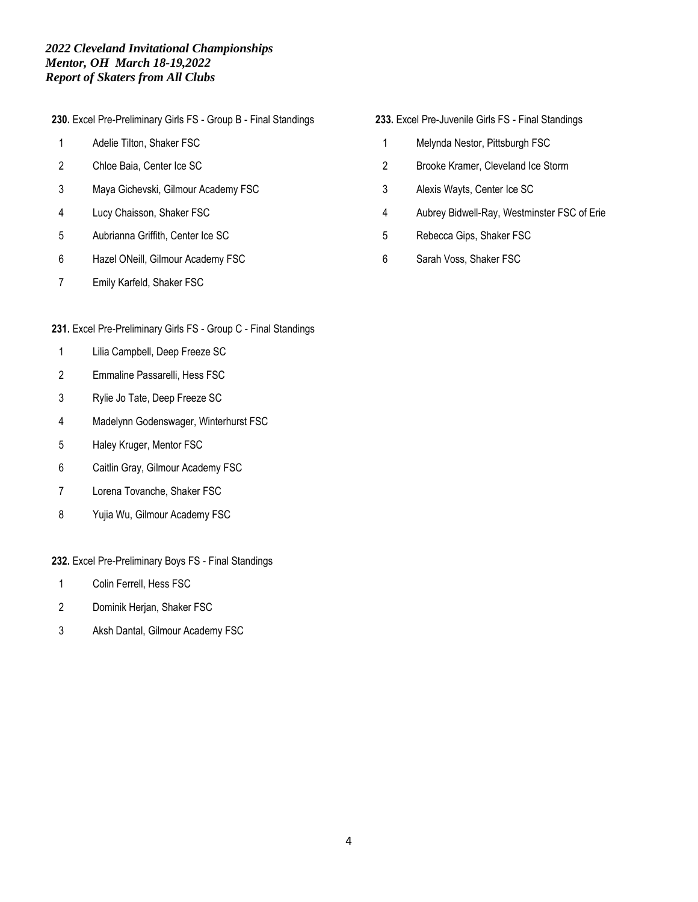*2022 Cleveland Invitational Championships*
*Mentor, OH March 18-19,2022*
*Report of Skaters from All Clubs*

**230.** Excel Pre-Preliminary Girls FS - Group B - Final Standings

1. Adelie Tilton, Shaker FSC
2. Chloe Baia, Center Ice SC
3. Maya Gichevski, Gilmour Academy FSC
4. Lucy Chaisson, Shaker FSC
5. Aubrianna Griffith, Center Ice SC
6. Hazel ONeill, Gilmour Academy FSC
7. Emily Karfeld, Shaker FSC

**231.** Excel Pre-Preliminary Girls FS - Group C - Final Standings

1. Lilia Campbell, Deep Freeze SC
2. Emmaline Passarelli, Hess FSC
3. Rylie Jo Tate, Deep Freeze SC
4. Madelynn Godenswager, Winterhurst FSC
5. Haley Kruger, Mentor FSC
6. Caitlin Gray, Gilmour Academy FSC
7. Lorena Tovanche, Shaker FSC
8. Yujia Wu, Gilmour Academy FSC

**232.** Excel Pre-Preliminary Boys FS - Final Standings

1. Colin Ferrell, Hess FSC
2. Dominik Herjan, Shaker FSC
3. Aksh Dantal, Gilmour Academy FSC

**233.** Excel Pre-Juvenile Girls FS - Final Standings

1. Melynda Nestor, Pittsburgh FSC
2. Brooke Kramer, Cleveland Ice Storm
3. Alexis Wayts, Center Ice SC
4. Aubrey Bidwell-Ray, Westminster FSC of Erie
5. Rebecca Gips, Shaker FSC
6. Sarah Voss, Shaker FSC